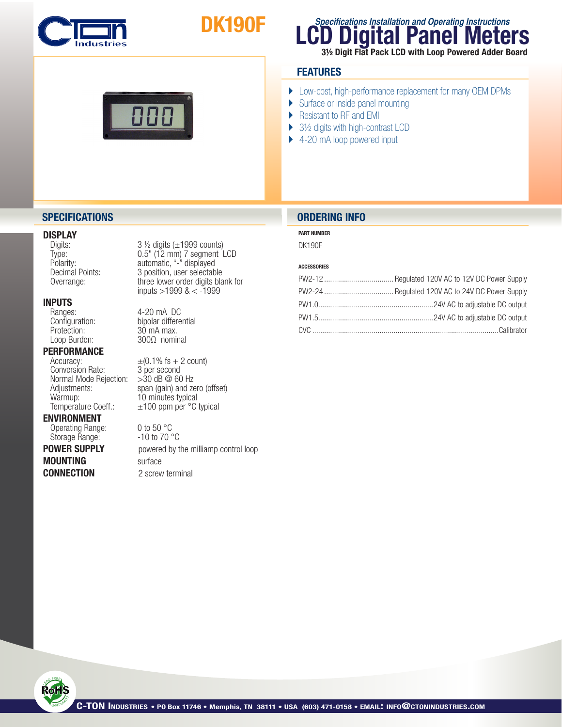# DK190F

*Specifications Installation and Operating Instructions*

# LCD Digital Panel Meters

**3½ Digit Flat Pack LCD with Loop Powered Adder Board**

## FEATURES

- Low-cost, high-performance replacement for many OEM DPMs
- Surface or inside panel mounting
- Resistant to RF and EMI
- 3½ digits with high-contrast LCD
- 4-20 mA loop powered input

## SPECIFICATIONS

### DISPLAY

| | |
|---|---|
| Digits: | 3 ½ digits (±1999 counts) |
| Type: | 0.5" (12 mm) 7 segment LCD |
| Polarity: | automatic, "-" displayed |
| Decimal Points: | 3 position, user selectable |
| Overrange: | three lower order digits blank for inputs >1999 & < -1999 |

### INPUTS

| | |
|---|---|
| Ranges: | 4-20 mA DC |
| Configuration: | bipolar differential |
| Protection: | 30 mA max. |
| Loop Burden: | 300Ω nominal |

### PERFORMANCE

| | |
|---|---|
| Accuracy: | ±(0.1% fs + 2 count) |
| Conversion Rate: | 3 per second |
| Normal Mode Rejection: | >30 dB @ 60 Hz |
| Adjustments: | span (gain) and zero (offset) |
| Warmup: | 10 minutes typical |
| Temperature Coeff.: | ±100 ppm per °C typical |

### ENVIRONMENT

| | |
|---|---|
| Operating Range: | 0 to 50 °C |
| Storage Range: | -10 to 70 °C |

**POWER SUPPLY** powered by the milliamp control loop

**MOUNTING** surface

**CONNECTION** 2 screw terminal

## ORDERING INFO

**PART NUMBER**

DK190F

**ACCESSORIES**

| | |
|---|---|
| PW2-12 | Regulated 120V AC to 12V DC Power Supply |
| PW2-24 | Regulated 120V AC to 24V DC Power Supply |
| PW1.0 | 24V AC to adjustable DC output |
| PW1.5 | 24V AC to adjustable DC output |
| CVC | Calibrator |

C-TON Industries • PO Box 11746 • Memphis, TN 38111 • USA (603) 471-0158 • EMAIL: INFO@CTONINDUSTRIES.COM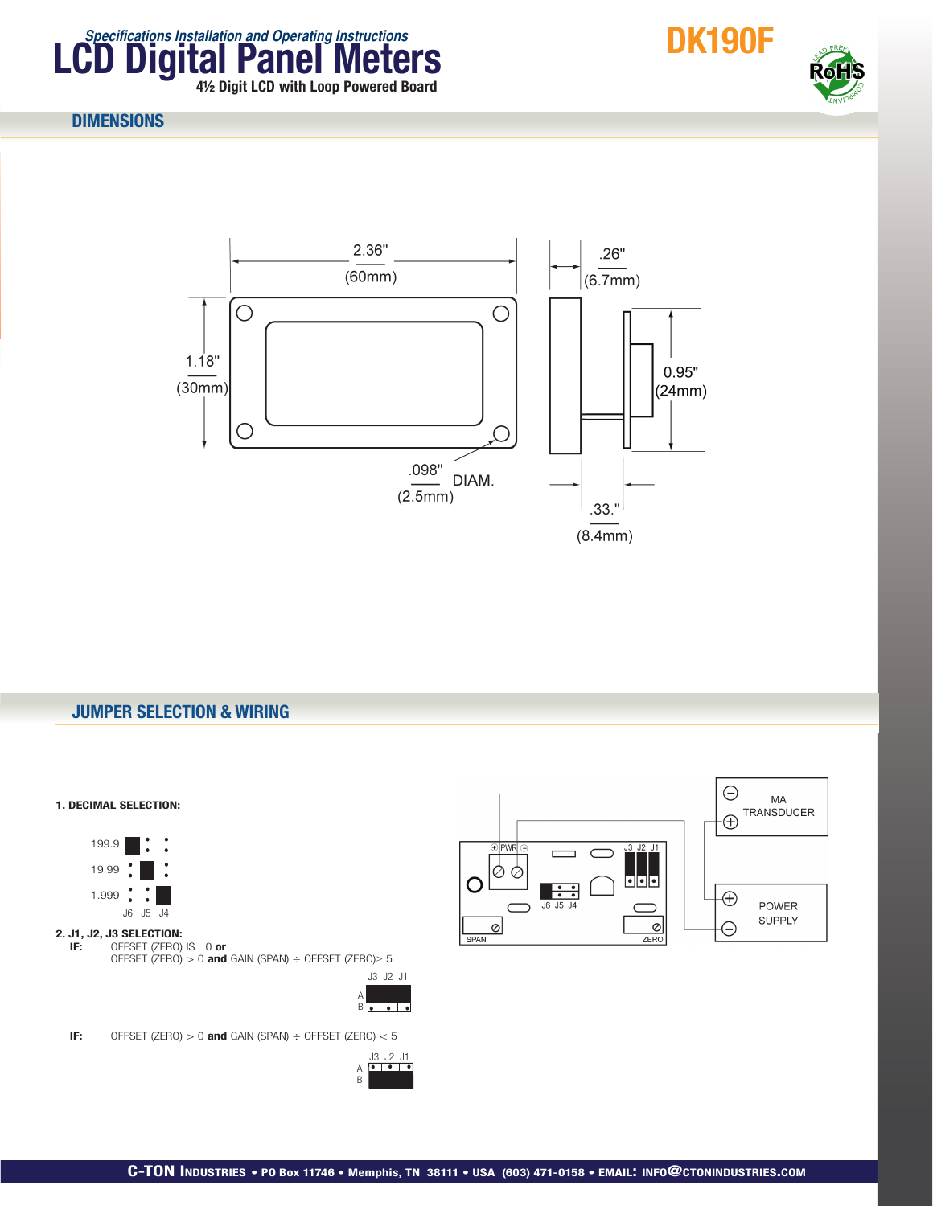*Specifications Installation and Operating Instructions*

# LCD Digital Panel Meters

**4½ Digit LCD with Loop Powered Board**

**DK190F**

## DIMENSIONS

2.36" (60mm)

.26" (6.7mm)

1.18" (30mm)

0.95" (24mm)

.098" (2.5mm) DIAM.

.33." (8.4mm)

## JUMPER SELECTION & WIRING

**1. DECIMAL SELECTION:**

199.9

19.99

1.999

J6 J5 J4

**2. J1, J2, J3 SELECTION:**

**IF:** OFFSET (ZERO) IS 0 **or**
OFFSET (ZERO) > 0 **and** GAIN (SPAN) ÷ OFFSET (ZERO)≥ 5

J3 J2 J1
A
B

**IF:** OFFSET (ZERO) > 0 **and** GAIN (SPAN) ÷ OFFSET (ZERO) < 5

J3 J2 J1
A
B

MA TRANSDUCER

POWER SUPPLY

PWR

J3 J2 J1

J6 J5 J4

SPAN

ZERO

**C-TON INDUSTRIES • PO Box 11746 • Memphis, TN 38111 • USA (603) 471-0158 • EMAIL: INFO@CTONINDUSTRIES.COM**